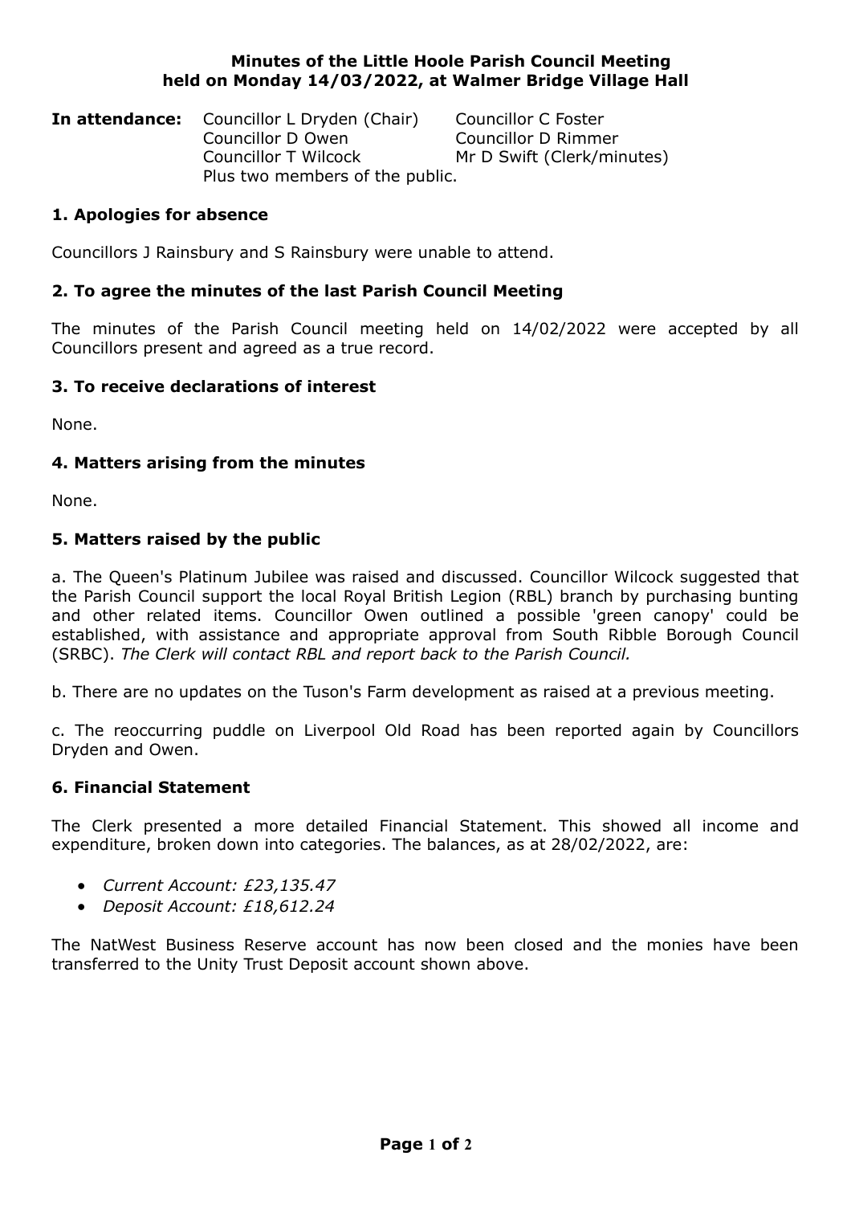# Minutes of the Little Hoole Parish Council Meeting held on Monday 14/03/2022, at Walmer Bridge Village Hall

**In attendance:** Councillor L Dryden (Chair), Councillor C Foster, Councillor D Owen, Councillor D Rimmer, Councillor T Wilcock, Mr D Swift (Clerk/minutes)
Plus two members of the public.

## 1. Apologies for absence

Councillors J Rainsbury and S Rainsbury were unable to attend.

## 2. To agree the minutes of the last Parish Council Meeting

The minutes of the Parish Council meeting held on 14/02/2022 were accepted by all Councillors present and agreed as a true record.

## 3. To receive declarations of interest

None.

## 4. Matters arising from the minutes

None.

## 5. Matters raised by the public

a. The Queen's Platinum Jubilee was raised and discussed. Councillor Wilcock suggested that the Parish Council support the local Royal British Legion (RBL) branch by purchasing bunting and other related items. Councillor Owen outlined a possible 'green canopy' could be established, with assistance and appropriate approval from South Ribble Borough Council (SRBC). *The Clerk will contact RBL and report back to the Parish Council.*

b. There are no updates on the Tuson's Farm development as raised at a previous meeting.

c. The reoccurring puddle on Liverpool Old Road has been reported again by Councillors Dryden and Owen.

## 6. Financial Statement

The Clerk presented a more detailed Financial Statement. This showed all income and expenditure, broken down into categories. The balances, as at 28/02/2022, are:

- *Current Account: £23,135.47*
- *Deposit Account: £18,612.24*

The NatWest Business Reserve account has now been closed and the monies have been transferred to the Unity Trust Deposit account shown above.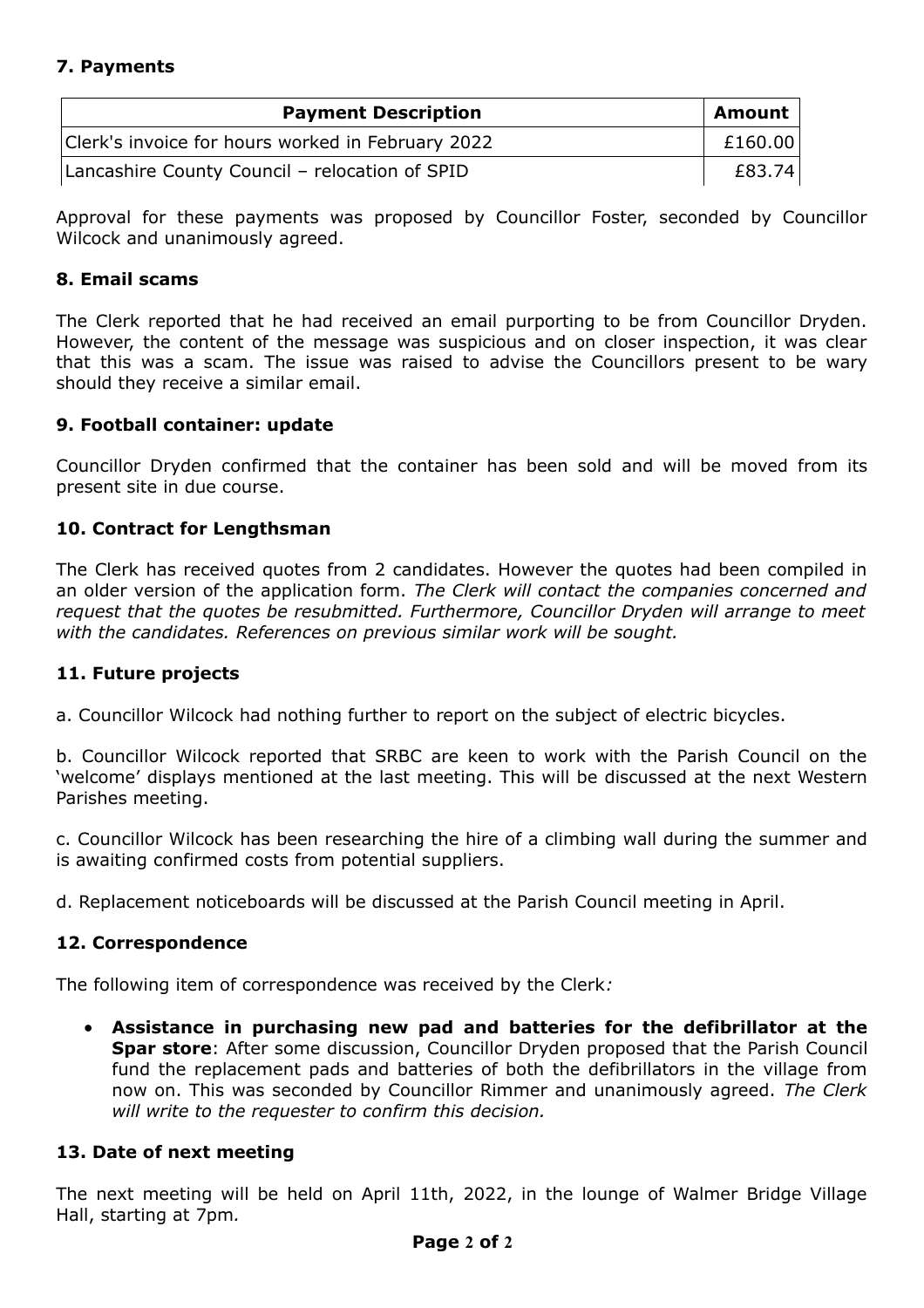### 7. Payments

| Payment Description | Amount |
|---|---|
| Clerk's invoice for hours worked in February 2022 | £160.00 |
| Lancashire County Council – relocation of SPID | £83.74 |

Approval for these payments was proposed by Councillor Foster, seconded by Councillor Wilcock and unanimously agreed.

### 8. Email scams

The Clerk reported that he had received an email purporting to be from Councillor Dryden. However, the content of the message was suspicious and on closer inspection, it was clear that this was a scam. The issue was raised to advise the Councillors present to be wary should they receive a similar email.

### 9. Football container: update

Councillor Dryden confirmed that the container has been sold and will be moved from its present site in due course.

### 10. Contract for Lengthsman

The Clerk has received quotes from 2 candidates. However the quotes had been compiled in an older version of the application form. *The Clerk will contact the companies concerned and request that the quotes be resubmitted. Furthermore, Councillor Dryden will arrange to meet with the candidates. References on previous similar work will be sought.*

### 11. Future projects

a. Councillor Wilcock had nothing further to report on the subject of electric bicycles.

b. Councillor Wilcock reported that SRBC are keen to work with the Parish Council on the 'welcome' displays mentioned at the last meeting. This will be discussed at the next Western Parishes meeting.

c. Councillor Wilcock has been researching the hire of a climbing wall during the summer and is awaiting confirmed costs from potential suppliers.

d. Replacement noticeboards will be discussed at the Parish Council meeting in April.

### 12. Correspondence

The following item of correspondence was received by the Clerk*:*

- **Assistance in purchasing new pad and batteries for the defibrillator at the Spar store**: After some discussion, Councillor Dryden proposed that the Parish Council fund the replacement pads and batteries of both the defibrillators in the village from now on. This was seconded by Councillor Rimmer and unanimously agreed. *The Clerk will write to the requester to confirm this decision.*

### 13. Date of next meeting

The next meeting will be held on April 11th, 2022, in the lounge of Walmer Bridge Village Hall, starting at 7pm*.*